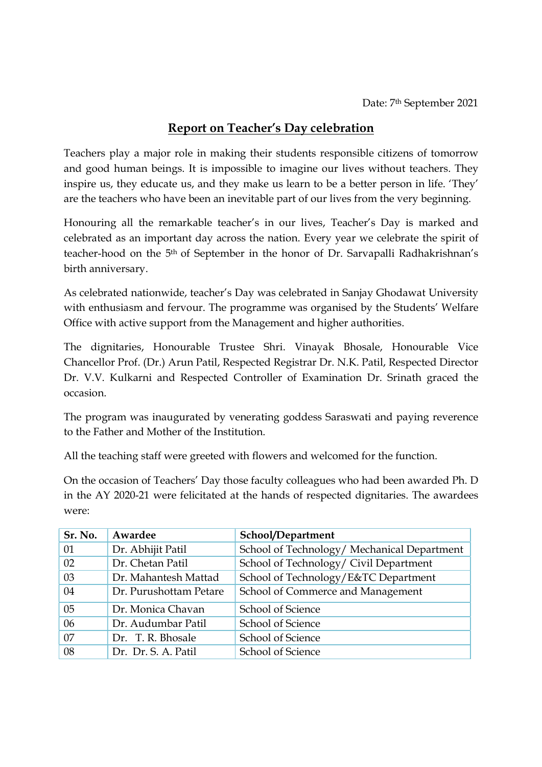Date: 7th September 2021

## Report on Teacher's Day celebration

Teachers play a major role in making their students responsible citizens of tomorrow and good human beings. It is impossible to imagine our lives without teachers. They inspire us, they educate us, and they make us learn to be a better person in life. 'They' are the teachers who have been an inevitable part of our lives from the very beginning.

Honouring all the remarkable teacher's in our lives, Teacher's Day is marked and celebrated as an important day across the nation. Every year we celebrate the spirit of teacher-hood on the 5th of September in the honor of Dr. Sarvapalli Radhakrishnan's birth anniversary.

As celebrated nationwide, teacher's Day was celebrated in Sanjay Ghodawat University with enthusiasm and fervour. The programme was organised by the Students' Welfare Office with active support from the Management and higher authorities.

The dignitaries, Honourable Trustee Shri. Vinayak Bhosale, Honourable Vice Chancellor Prof. (Dr.) Arun Patil, Respected Registrar Dr. N.K. Patil, Respected Director Dr. V.V. Kulkarni and Respected Controller of Examination Dr. Srinath graced the occasion.

The program was inaugurated by venerating goddess Saraswati and paying reverence to the Father and Mother of the Institution.

All the teaching staff were greeted with flowers and welcomed for the function.

On the occasion of Teachers' Day those faculty colleagues who had been awarded Ph. D in the AY 2020-21 were felicitated at the hands of respected dignitaries. The awardees were:

| Sr. No. | Awardee | School/Department |
|---|---|---|
| 01 | Dr. Abhijit Patil | School of Technology/ Mechanical Department |
| 02 | Dr. Chetan Patil | School of Technology/ Civil Department |
| 03 | Dr. Mahantesh Mattad | School of Technology/E&TC Department |
| 04 | Dr. Purushottam Petare | School of Commerce and Management |
| 05 | Dr. Monica Chavan | School of Science |
| 06 | Dr. Audumbar Patil | School of Science |
| 07 | Dr. T. R. Bhosale | School of Science |
| 08 | Dr. Dr. S. A. Patil | School of Science |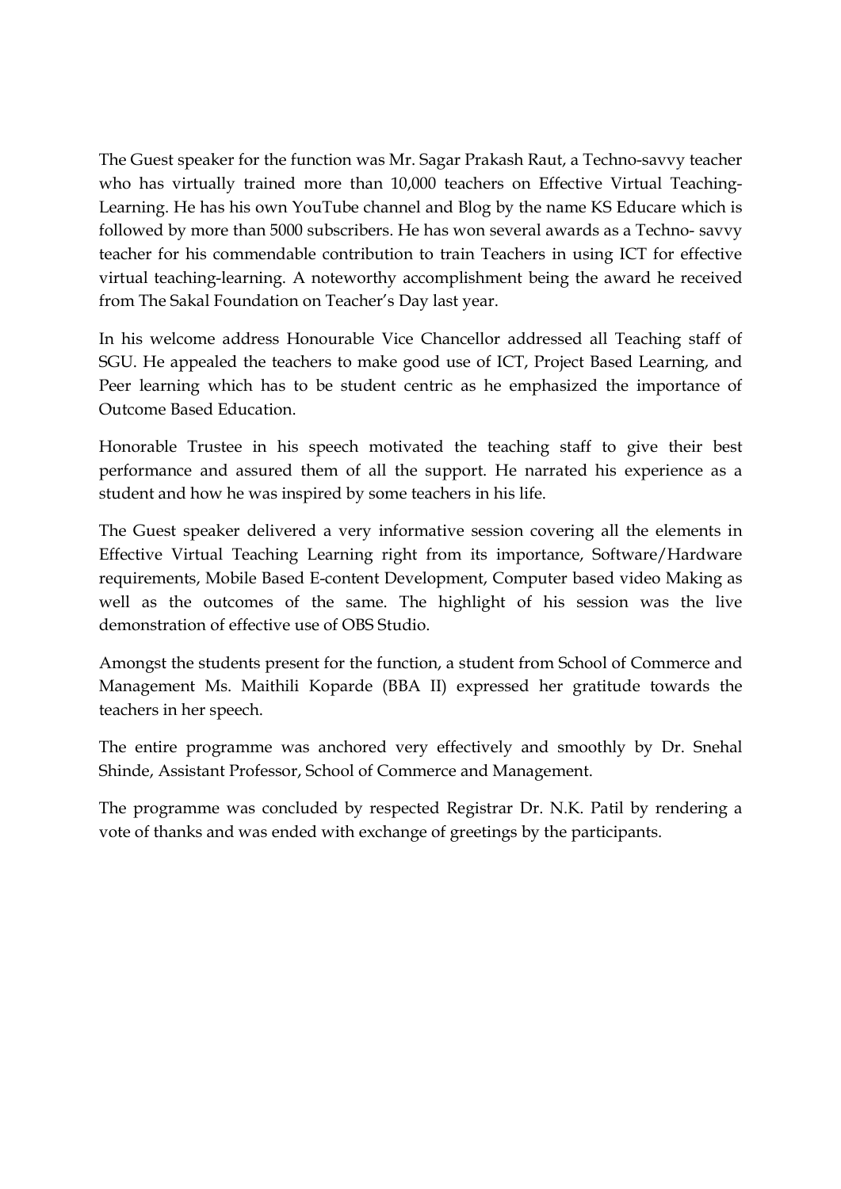The Guest speaker for the function was Mr. Sagar Prakash Raut, a Techno-savvy teacher who has virtually trained more than 10,000 teachers on Effective Virtual Teaching-Learning. He has his own YouTube channel and Blog by the name KS Educare which is followed by more than 5000 subscribers. He has won several awards as a Techno- savvy teacher for his commendable contribution to train Teachers in using ICT for effective virtual teaching-learning. A noteworthy accomplishment being the award he received from The Sakal Foundation on Teacher's Day last year.

In his welcome address Honourable Vice Chancellor addressed all Teaching staff of SGU. He appealed the teachers to make good use of ICT, Project Based Learning, and Peer learning which has to be student centric as he emphasized the importance of Outcome Based Education.

Honorable Trustee in his speech motivated the teaching staff to give their best performance and assured them of all the support. He narrated his experience as a student and how he was inspired by some teachers in his life.

The Guest speaker delivered a very informative session covering all the elements in Effective Virtual Teaching Learning right from its importance, Software/Hardware requirements, Mobile Based E-content Development, Computer based video Making as well as the outcomes of the same. The highlight of his session was the live demonstration of effective use of OBS Studio.

Amongst the students present for the function, a student from School of Commerce and Management Ms. Maithili Koparde (BBA II) expressed her gratitude towards the teachers in her speech.

The entire programme was anchored very effectively and smoothly by Dr. Snehal Shinde, Assistant Professor, School of Commerce and Management.

The programme was concluded by respected Registrar Dr. N.K. Patil by rendering a vote of thanks and was ended with exchange of greetings by the participants.